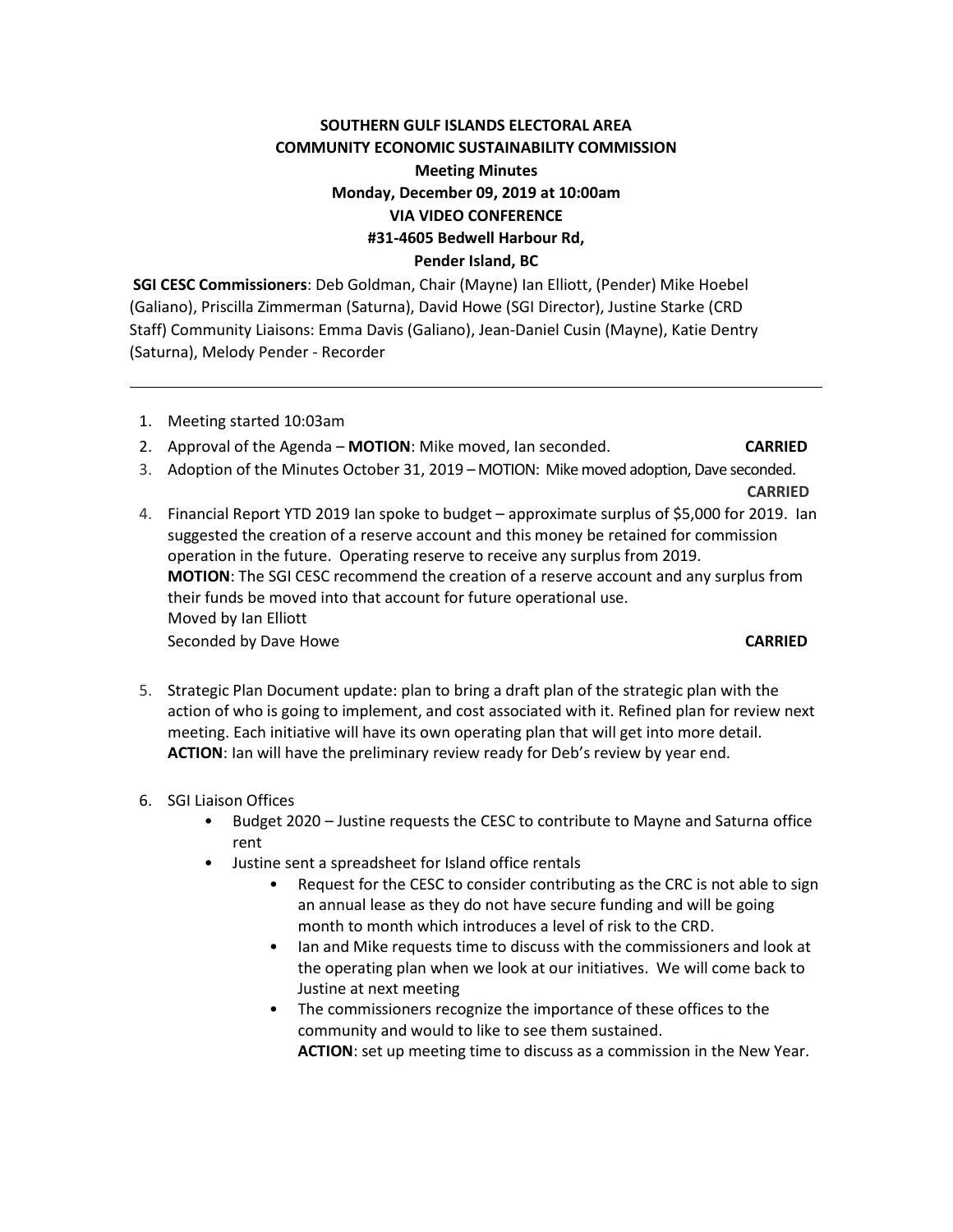**SOUTHERN GULF ISLANDS ELECTORAL AREA**
**COMMUNITY ECONOMIC SUSTAINABILITY COMMISSION**
**Meeting Minutes**
**Monday, December 09, 2019 at 10:00am**
**VIA VIDEO CONFERENCE**
**#31-4605 Bedwell Harbour Rd,**
**Pender Island, BC**

**SGI CESC Commissioners**: Deb Goldman, Chair (Mayne) Ian Elliott, (Pender) Mike Hoebel (Galiano), Priscilla Zimmerman (Saturna), David Howe (SGI Director), Justine Starke (CRD Staff) Community Liaisons: Emma Davis (Galiano), Jean-Daniel Cusin (Mayne), Katie Dentry (Saturna), Melody Pender - Recorder

---

1. Meeting started 10:03am
2. Approval of the Agenda – **MOTION**: Mike moved, Ian seconded. **CARRIED**
3. Adoption of the Minutes October 31, 2019 – MOTION: Mike moved adoption, Dave seconded. **CARRIED**
4. Financial Report YTD 2019 Ian spoke to budget – approximate surplus of $5,000 for 2019. Ian suggested the creation of a reserve account and this money be retained for commission operation in the future. Operating reserve to receive any surplus from 2019.
   **MOTION**: The SGI CESC recommend the creation of a reserve account and any surplus from their funds be moved into that account for future operational use.
   Moved by Ian Elliott
   Seconded by Dave Howe **CARRIED**

5. Strategic Plan Document update: plan to bring a draft plan of the strategic plan with the action of who is going to implement, and cost associated with it. Refined plan for review next meeting. Each initiative will have its own operating plan that will get into more detail.
   **ACTION**: Ian will have the preliminary review ready for Deb's review by year end.

6. SGI Liaison Offices
   - Budget 2020 – Justine requests the CESC to contribute to Mayne and Saturna office rent
   - Justine sent a spreadsheet for Island office rentals
     - Request for the CESC to consider contributing as the CRC is not able to sign an annual lease as they do not have secure funding and will be going month to month which introduces a level of risk to the CRD.
     - Ian and Mike requests time to discuss with the commissioners and look at the operating plan when we look at our initiatives. We will come back to Justine at next meeting
     - The commissioners recognize the importance of these offices to the community and would to like to see them sustained.
       **ACTION**: set up meeting time to discuss as a commission in the New Year.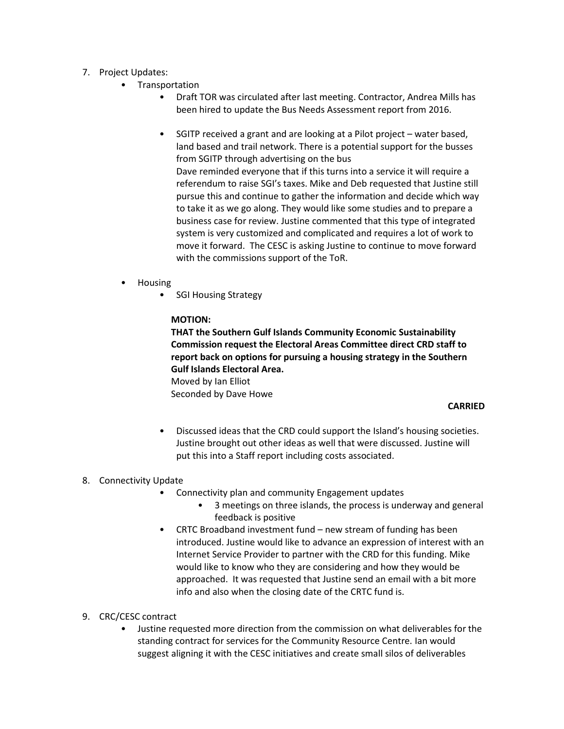7. Project Updates:
    - Transportation
        - Draft TOR was circulated after last meeting. Contractor, Andrea Mills has been hired to update the Bus Needs Assessment report from 2016.

        - SGITP received a grant and are looking at a Pilot project – water based, land based and trail network. There is a potential support for the busses from SGITP through advertising on the bus
          Dave reminded everyone that if this turns into a service it will require a referendum to raise SGI's taxes. Mike and Deb requested that Justine still pursue this and continue to gather the information and decide which way to take it as we go along. They would like some studies and to prepare a business case for review. Justine commented that this type of integrated system is very customized and complicated and requires a lot of work to move it forward. The CESC is asking Justine to continue to move forward with the commissions support of the ToR.

    - Housing
        - SGI Housing Strategy

          **MOTION:**
          **THAT the Southern Gulf Islands Community Economic Sustainability Commission request the Electoral Areas Committee direct CRD staff to report back on options for pursuing a housing strategy in the Southern Gulf Islands Electoral Area.**
          Moved by Ian Elliot
          Seconded by Dave Howe

          **CARRIED**

        - Discussed ideas that the CRD could support the Island's housing societies. Justine brought out other ideas as well that were discussed. Justine will put this into a Staff report including costs associated.

8. Connectivity Update
    - Connectivity plan and community Engagement updates
        - 3 meetings on three islands, the process is underway and general feedback is positive
    - CRTC Broadband investment fund – new stream of funding has been introduced. Justine would like to advance an expression of interest with an Internet Service Provider to partner with the CRD for this funding. Mike would like to know who they are considering and how they would be approached. It was requested that Justine send an email with a bit more info and also when the closing date of the CRTC fund is.

9. CRC/CESC contract
    - Justine requested more direction from the commission on what deliverables for the standing contract for services for the Community Resource Centre. Ian would suggest aligning it with the CESC initiatives and create small silos of deliverables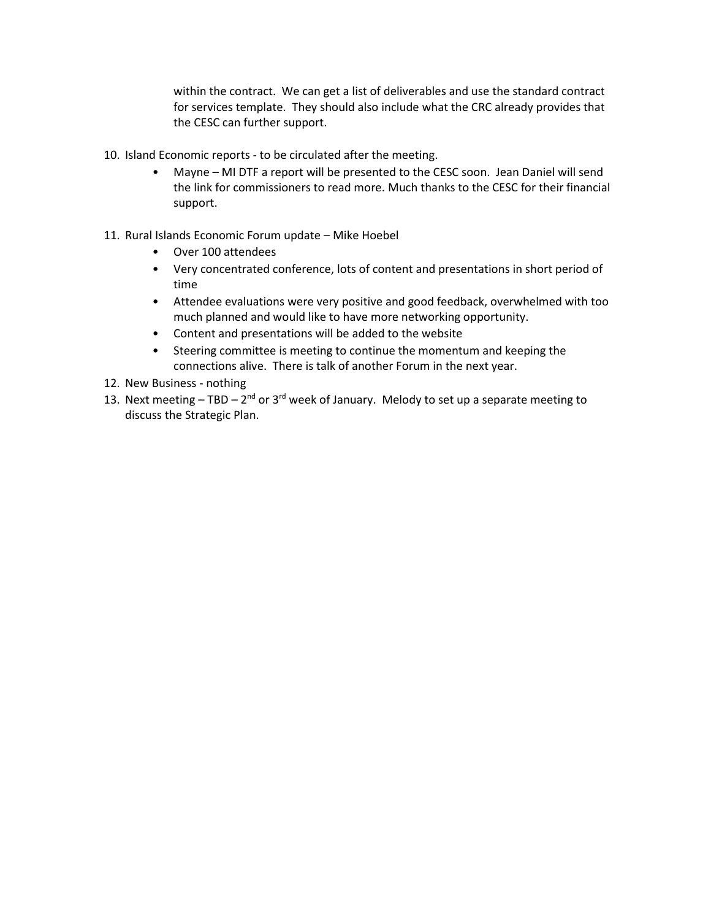within the contract. We can get a list of deliverables and use the standard contract for services template. They should also include what the CRC already provides that the CESC can further support.

10. Island Economic reports - to be circulated after the meeting.
    - Mayne – MI DTF a report will be presented to the CESC soon. Jean Daniel will send the link for commissioners to read more. Much thanks to the CESC for their financial support.

11. Rural Islands Economic Forum update – Mike Hoebel
    - Over 100 attendees
    - Very concentrated conference, lots of content and presentations in short period of time
    - Attendee evaluations were very positive and good feedback, overwhelmed with too much planned and would like to have more networking opportunity.
    - Content and presentations will be added to the website
    - Steering committee is meeting to continue the momentum and keeping the connections alive. There is talk of another Forum in the next year.
12. New Business - nothing
13. Next meeting – TBD – 2nd or 3rd week of January. Melody to set up a separate meeting to discuss the Strategic Plan.